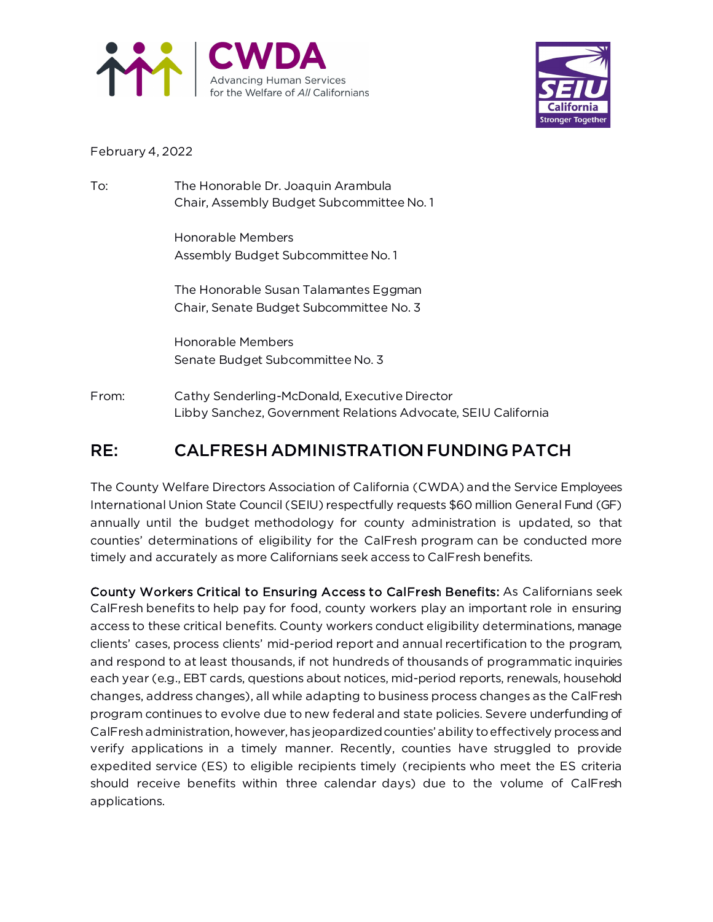February 4, 2022

To: The Honorable Dr. Joaquin Arambula
Chair, Assembly Budget Subcommittee No. 1

Honorable Members
Assembly Budget Subcommittee No. 1

The Honorable Susan Talamantes Eggman
Chair, Senate Budget Subcommittee No. 3

Honorable Members
Senate Budget Subcommittee No. 3

From: Cathy Senderling-McDonald, Executive Director
Libby Sanchez, Government Relations Advocate, SEIU California

# RE: CALFRESH ADMINISTRATION FUNDING PATCH

The County Welfare Directors Association of California (CWDA) and the Service Employees International Union State Council (SEIU) respectfully requests $60 million General Fund (GF) annually until the budget methodology for county administration is updated, so that counties' determinations of eligibility for the CalFresh program can be conducted more timely and accurately as more Californians seek access to CalFresh benefits.

**County Workers Critical to Ensuring Access to CalFresh Benefits:** As Californians seek CalFresh benefits to help pay for food, county workers play an important role in ensuring access to these critical benefits. County workers conduct eligibility determinations, manage clients' cases, process clients' mid-period report and annual recertification to the program, and respond to at least thousands, if not hundreds of thousands of programmatic inquiries each year (e.g., EBT cards, questions about notices, mid-period reports, renewals, household changes, address changes), all while adapting to business process changes as the CalFresh program continues to evolve due to new federal and state policies. Severe underfunding of CalFresh administration, however, has jeopardized counties' ability to effectively process and verify applications in a timely manner. Recently, counties have struggled to provide expedited service (ES) to eligible recipients timely (recipients who meet the ES criteria should receive benefits within three calendar days) due to the volume of CalFresh applications.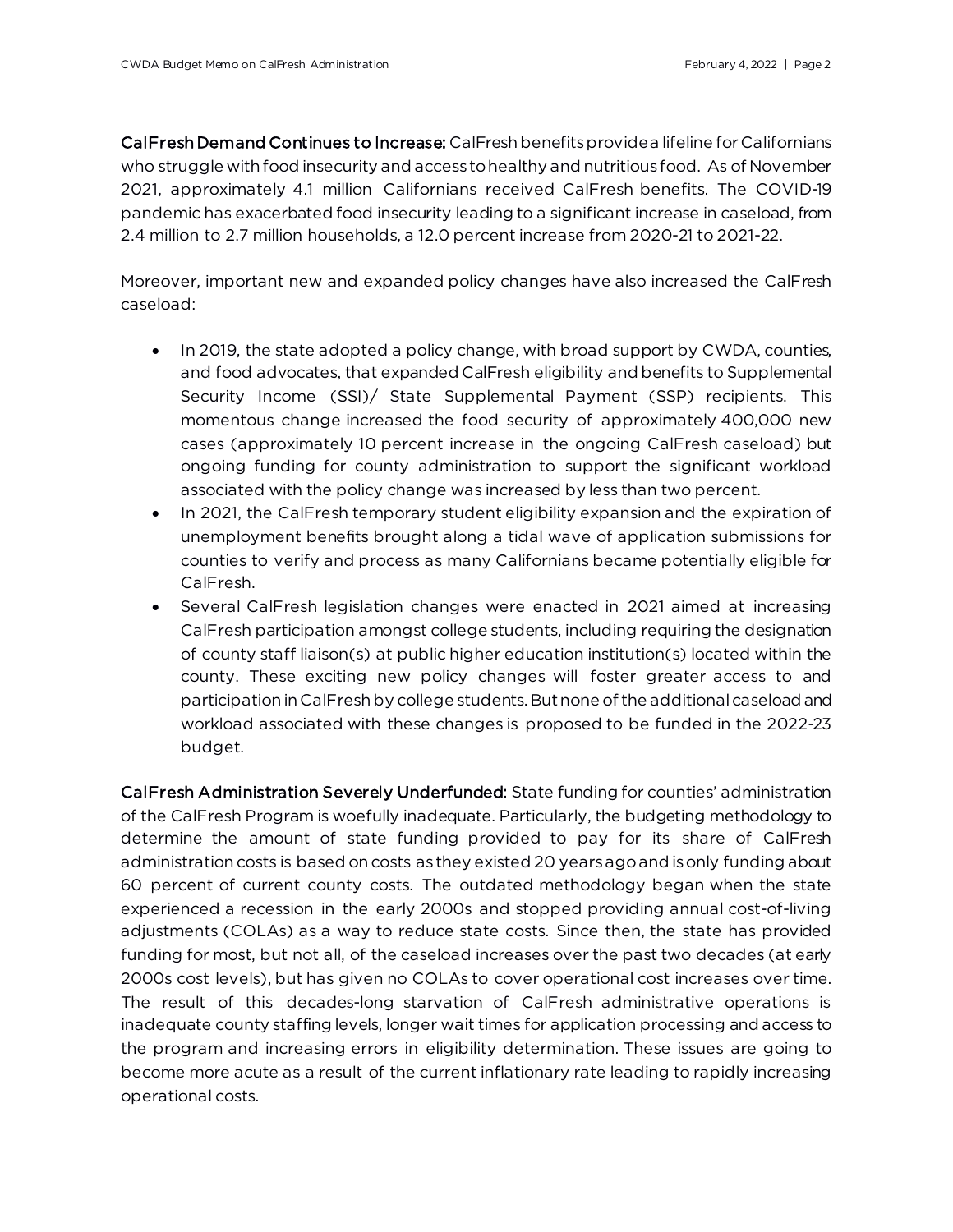**CalFresh Demand Continues to Increase:** CalFresh benefits provide a lifeline for Californians who struggle with food insecurity and access to healthy and nutritious food. As of November 2021, approximately 4.1 million Californians received CalFresh benefits. The COVID-19 pandemic has exacerbated food insecurity leading to a significant increase in caseload, from 2.4 million to 2.7 million households, a 12.0 percent increase from 2020-21 to 2021-22.

Moreover, important new and expanded policy changes have also increased the CalFresh caseload:

- In 2019, the state adopted a policy change, with broad support by CWDA, counties, and food advocates, that expanded CalFresh eligibility and benefits to Supplemental Security Income (SSI)/ State Supplemental Payment (SSP) recipients. This momentous change increased the food security of approximately 400,000 new cases (approximately 10 percent increase in the ongoing CalFresh caseload) but ongoing funding for county administration to support the significant workload associated with the policy change was increased by less than two percent.
- In 2021, the CalFresh temporary student eligibility expansion and the expiration of unemployment benefits brought along a tidal wave of application submissions for counties to verify and process as many Californians became potentially eligible for CalFresh.
- Several CalFresh legislation changes were enacted in 2021 aimed at increasing CalFresh participation amongst college students, including requiring the designation of county staff liaison(s) at public higher education institution(s) located within the county. These exciting new policy changes will foster greater access to and participation in CalFresh by college students. But none of the additional caseload and workload associated with these changes is proposed to be funded in the 2022-23 budget.

**CalFresh Administration Severely Underfunded:** State funding for counties' administration of the CalFresh Program is woefully inadequate. Particularly, the budgeting methodology to determine the amount of state funding provided to pay for its share of CalFresh administration costs is based on costs as they existed 20 years ago and is only funding about 60 percent of current county costs. The outdated methodology began when the state experienced a recession in the early 2000s and stopped providing annual cost-of-living adjustments (COLAs) as a way to reduce state costs. Since then, the state has provided funding for most, but not all, of the caseload increases over the past two decades (at early 2000s cost levels), but has given no COLAs to cover operational cost increases over time. The result of this decades-long starvation of CalFresh administrative operations is inadequate county staffing levels, longer wait times for application processing and access to the program and increasing errors in eligibility determination. These issues are going to become more acute as a result of the current inflationary rate leading to rapidly increasing operational costs.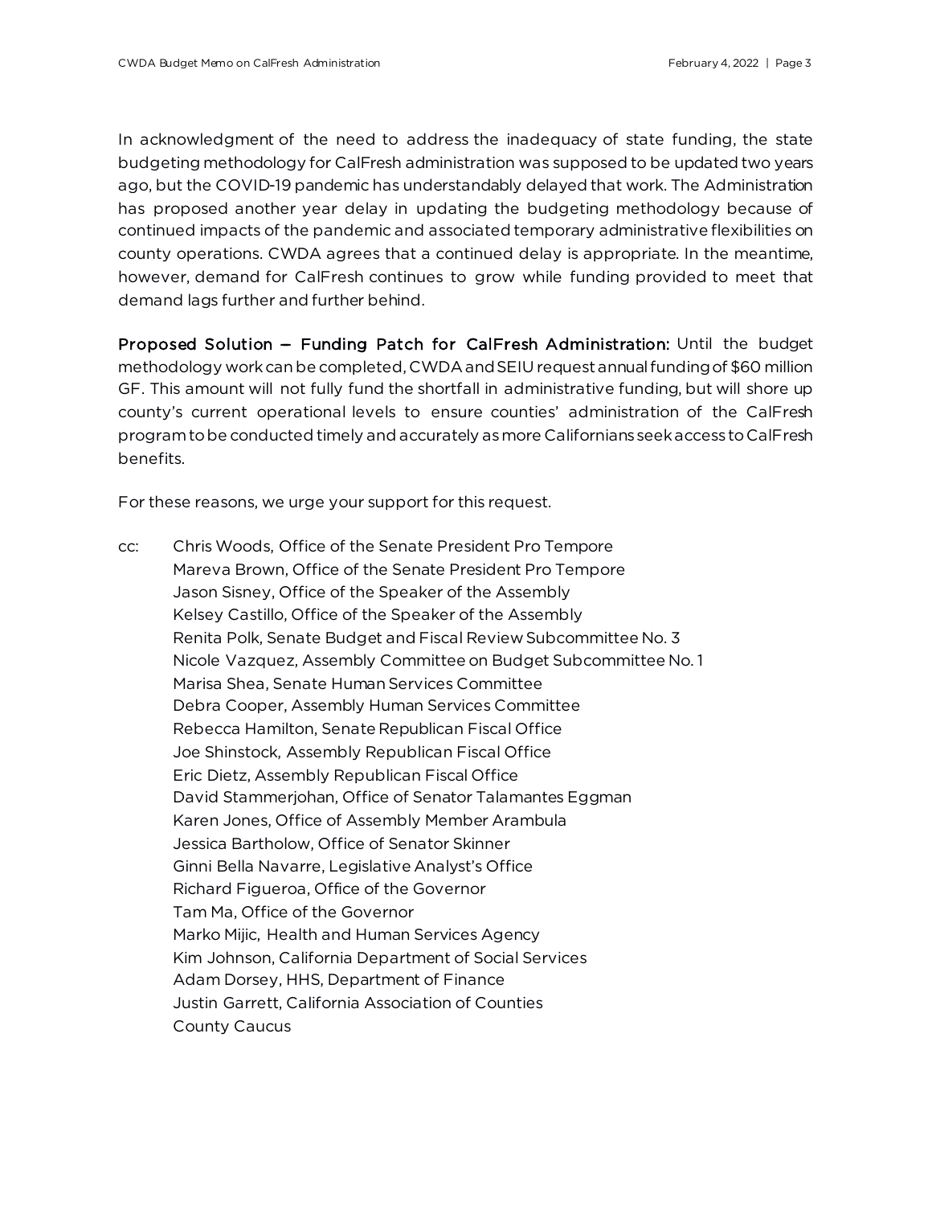In acknowledgment of the need to address the inadequacy of state funding, the state budgeting methodology for CalFresh administration was supposed to be updated two years ago, but the COVID-19 pandemic has understandably delayed that work. The Administration has proposed another year delay in updating the budgeting methodology because of continued impacts of the pandemic and associated temporary administrative flexibilities on county operations. CWDA agrees that a continued delay is appropriate. In the meantime, however, demand for CalFresh continues to grow while funding provided to meet that demand lags further and further behind.

**Proposed Solution – Funding Patch for CalFresh Administration:** Until the budget methodology work can be completed, CWDA and SEIU request annual funding of $60 million GF. This amount will not fully fund the shortfall in administrative funding, but will shore up county's current operational levels to ensure counties' administration of the CalFresh program to be conducted timely and accurately as more Californians seek access to CalFresh benefits.

For these reasons, we urge your support for this request.

cc: Chris Woods, Office of the Senate President Pro Tempore
Mareva Brown, Office of the Senate President Pro Tempore
Jason Sisney, Office of the Speaker of the Assembly
Kelsey Castillo, Office of the Speaker of the Assembly
Renita Polk, Senate Budget and Fiscal Review Subcommittee No. 3
Nicole Vazquez, Assembly Committee on Budget Subcommittee No. 1
Marisa Shea, Senate Human Services Committee
Debra Cooper, Assembly Human Services Committee
Rebecca Hamilton, Senate Republican Fiscal Office
Joe Shinstock, Assembly Republican Fiscal Office
Eric Dietz, Assembly Republican Fiscal Office
David Stammerjohan, Office of Senator Talamantes Eggman
Karen Jones, Office of Assembly Member Arambula
Jessica Bartholow, Office of Senator Skinner
Ginni Bella Navarre, Legislative Analyst's Office
Richard Figueroa, Office of the Governor
Tam Ma, Office of the Governor
Marko Mijic, Health and Human Services Agency
Kim Johnson, California Department of Social Services
Adam Dorsey, HHS, Department of Finance
Justin Garrett, California Association of Counties
County Caucus